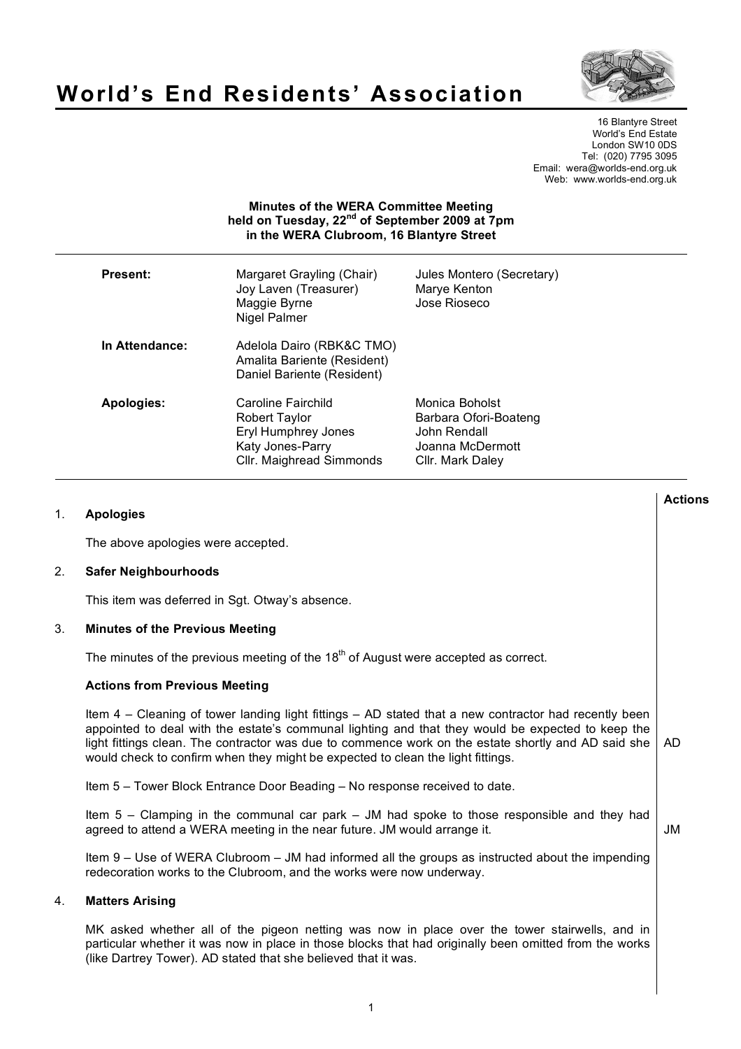# World's End Residents' Association

16 Blantyre Street
World's End Estate
London SW10 0DS
Tel: (020) 7795 3095
Email: wera@worlds-end.org.uk
Web: www.worlds-end.org.uk

**Minutes of the WERA Committee Meeting held on Tuesday, 22nd of September 2009 at 7pm in the WERA Clubroom, 16 Blantyre Street**

| | | |
|---|---|---|
| **Present:** | Margaret Grayling (Chair)<br>Joy Laven (Treasurer)<br>Maggie Byrne<br>Nigel Palmer | Jules Montero (Secretary)<br>Marye Kenton<br>Jose Rioseco |
| **In Attendance:** | Adelola Dairo (RBK&C TMO)<br>Amalita Bariente (Resident)<br>Daniel Bariente (Resident) | |
| **Apologies:** | Caroline Fairchild<br>Robert Taylor<br>Eryl Humphrey Jones<br>Katy Jones-Parry<br>Cllr. Maighread Simmonds | Monica Boholst<br>Barbara Ofori-Boateng<br>John Rendall<br>Joanna McDermott<br>Cllr. Mark Daley |

**Actions**

## 1. Apologies

The above apologies were accepted.

## 2. Safer Neighbourhoods

This item was deferred in Sgt. Otway's absence.

## 3. Minutes of the Previous Meeting

The minutes of the previous meeting of the 18th of August were accepted as correct.

### Actions from Previous Meeting

Item 4 – Cleaning of tower landing light fittings – AD stated that a new contractor had recently been appointed to deal with the estate's communal lighting and that they would be expected to keep the light fittings clean. The contractor was due to commence work on the estate shortly and AD said she would check to confirm when they might be expected to clean the light fittings. — **AD**

Item 5 – Tower Block Entrance Door Beading – No response received to date.

Item 5 – Clamping in the communal car park – JM had spoke to those responsible and they had agreed to attend a WERA meeting in the near future. JM would arrange it. — **JM**

Item 9 – Use of WERA Clubroom – JM had informed all the groups as instructed about the impending redecoration works to the Clubroom, and the works were now underway.

## 4. Matters Arising

MK asked whether all of the pigeon netting was now in place over the tower stairwells, and in particular whether it was now in place in those blocks that had originally been omitted from the works (like Dartrey Tower). AD stated that she believed that it was.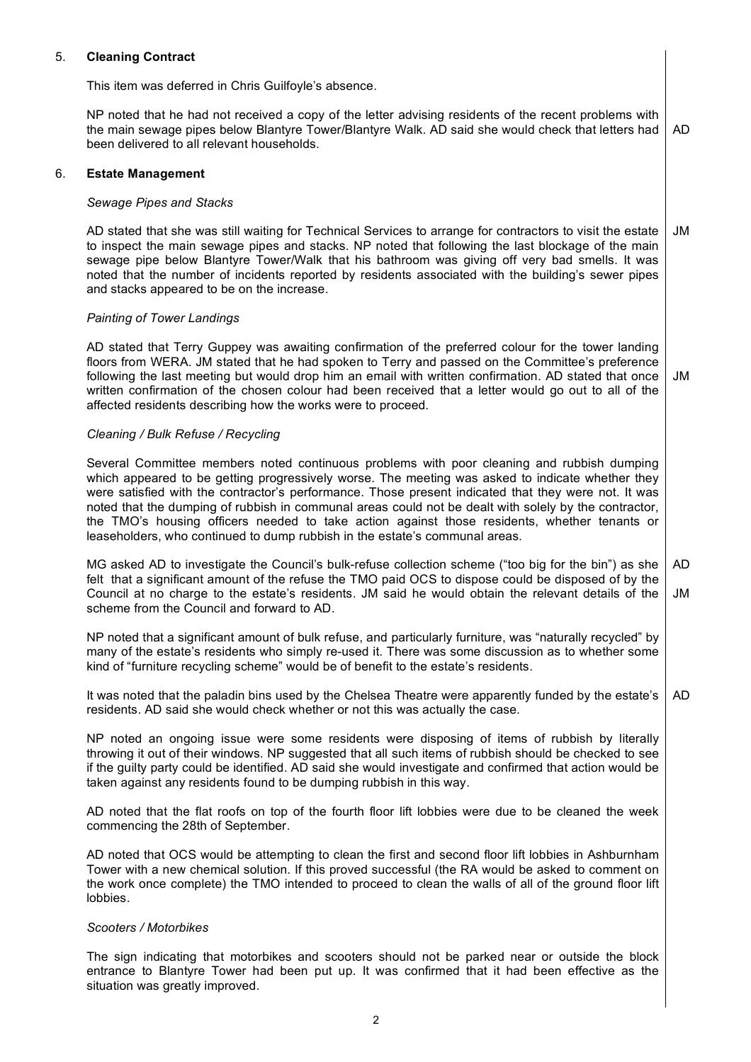5. **Cleaning Contract**

This item was deferred in Chris Guilfoyle's absence.

NP noted that he had not received a copy of the letter advising residents of the recent problems with the main sewage pipes below Blantyre Tower/Blantyre Walk. AD said she would check that letters had been delivered to all relevant households. **AD**

6. **Estate Management**

*Sewage Pipes and Stacks*

AD stated that she was still waiting for Technical Services to arrange for contractors to visit the estate to inspect the main sewage pipes and stacks. NP noted that following the last blockage of the main sewage pipe below Blantyre Tower/Walk that his bathroom was giving off very bad smells. It was noted that the number of incidents reported by residents associated with the building's sewer pipes and stacks appeared to be on the increase. **JM**

*Painting of Tower Landings*

AD stated that Terry Guppey was awaiting confirmation of the preferred colour for the tower landing floors from WERA. JM stated that he had spoken to Terry and passed on the Committee's preference following the last meeting but would drop him an email with written confirmation. AD stated that once written confirmation of the chosen colour had been received that a letter would go out to all of the affected residents describing how the works were to proceed. **JM**

*Cleaning / Bulk Refuse / Recycling*

Several Committee members noted continuous problems with poor cleaning and rubbish dumping which appeared to be getting progressively worse. The meeting was asked to indicate whether they were satisfied with the contractor's performance. Those present indicated that they were not. It was noted that the dumping of rubbish in communal areas could not be dealt with solely by the contractor, the TMO's housing officers needed to take action against those residents, whether tenants or leaseholders, who continued to dump rubbish in the estate's communal areas.

MG asked AD to investigate the Council's bulk-refuse collection scheme ("too big for the bin") as she felt that a significant amount of the refuse the TMO paid OCS to dispose could be disposed of by the Council at no charge to the estate's residents. JM said he would obtain the relevant details of the scheme from the Council and forward to AD. **AD** **JM**

NP noted that a significant amount of bulk refuse, and particularly furniture, was "naturally recycled" by many of the estate's residents who simply re-used it. There was some discussion as to whether some kind of "furniture recycling scheme" would be of benefit to the estate's residents.

It was noted that the paladin bins used by the Chelsea Theatre were apparently funded by the estate's residents. AD said she would check whether or not this was actually the case. **AD**

NP noted an ongoing issue were some residents were disposing of items of rubbish by literally throwing it out of their windows. NP suggested that all such items of rubbish should be checked to see if the guilty party could be identified. AD said she would investigate and confirmed that action would be taken against any residents found to be dumping rubbish in this way.

AD noted that the flat roofs on top of the fourth floor lift lobbies were due to be cleaned the week commencing the 28th of September.

AD noted that OCS would be attempting to clean the first and second floor lift lobbies in Ashburnham Tower with a new chemical solution. If this proved successful (the RA would be asked to comment on the work once complete) the TMO intended to proceed to clean the walls of all of the ground floor lift lobbies.

*Scooters / Motorbikes*

The sign indicating that motorbikes and scooters should not be parked near or outside the block entrance to Blantyre Tower had been put up. It was confirmed that it had been effective as the situation was greatly improved.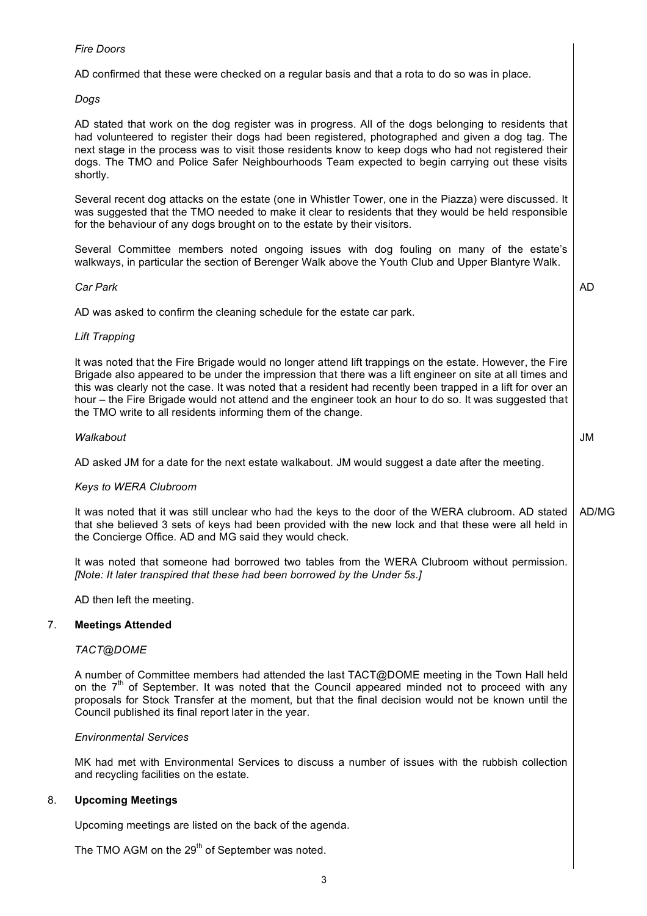*Fire Doors*

AD confirmed that these were checked on a regular basis and that a rota to do so was in place.

*Dogs*

AD stated that work on the dog register was in progress. All of the dogs belonging to residents that had volunteered to register their dogs had been registered, photographed and given a dog tag. The next stage in the process was to visit those residents know to keep dogs who had not registered their dogs. The TMO and Police Safer Neighbourhoods Team expected to begin carrying out these visits shortly.

Several recent dog attacks on the estate (one in Whistler Tower, one in the Piazza) were discussed. It was suggested that the TMO needed to make it clear to residents that they would be held responsible for the behaviour of any dogs brought on to the estate by their visitors.

Several Committee members noted ongoing issues with dog fouling on many of the estate's walkways, in particular the section of Berenger Walk above the Youth Club and Upper Blantyre Walk.

*Car Park* — **AD**

AD was asked to confirm the cleaning schedule for the estate car park.

*Lift Trapping*

It was noted that the Fire Brigade would no longer attend lift trappings on the estate. However, the Fire Brigade also appeared to be under the impression that there was a lift engineer on site at all times and this was clearly not the case. It was noted that a resident had recently been trapped in a lift for over an hour – the Fire Brigade would not attend and the engineer took an hour to do so. It was suggested that the TMO write to all residents informing them of the change.

*Walkabout* — **JM**

AD asked JM for a date for the next estate walkabout. JM would suggest a date after the meeting.

*Keys to WERA Clubroom*

It was noted that it was still unclear who had the keys to the door of the WERA clubroom. AD stated that she believed 3 sets of keys had been provided with the new lock and that these were all held in the Concierge Office. AD and MG said they would check. — **AD/MG**

It was noted that someone had borrowed two tables from the WERA Clubroom without permission. *[Note: It later transpired that these had been borrowed by the Under 5s.]*

AD then left the meeting.

## 7. Meetings Attended

*TACT@DOME*

A number of Committee members had attended the last TACT@DOME meeting in the Town Hall held on the 7th of September. It was noted that the Council appeared minded not to proceed with any proposals for Stock Transfer at the moment, but that the final decision would not be known until the Council published its final report later in the year.

*Environmental Services*

MK had met with Environmental Services to discuss a number of issues with the rubbish collection and recycling facilities on the estate.

## 8. Upcoming Meetings

Upcoming meetings are listed on the back of the agenda.

The TMO AGM on the 29th of September was noted.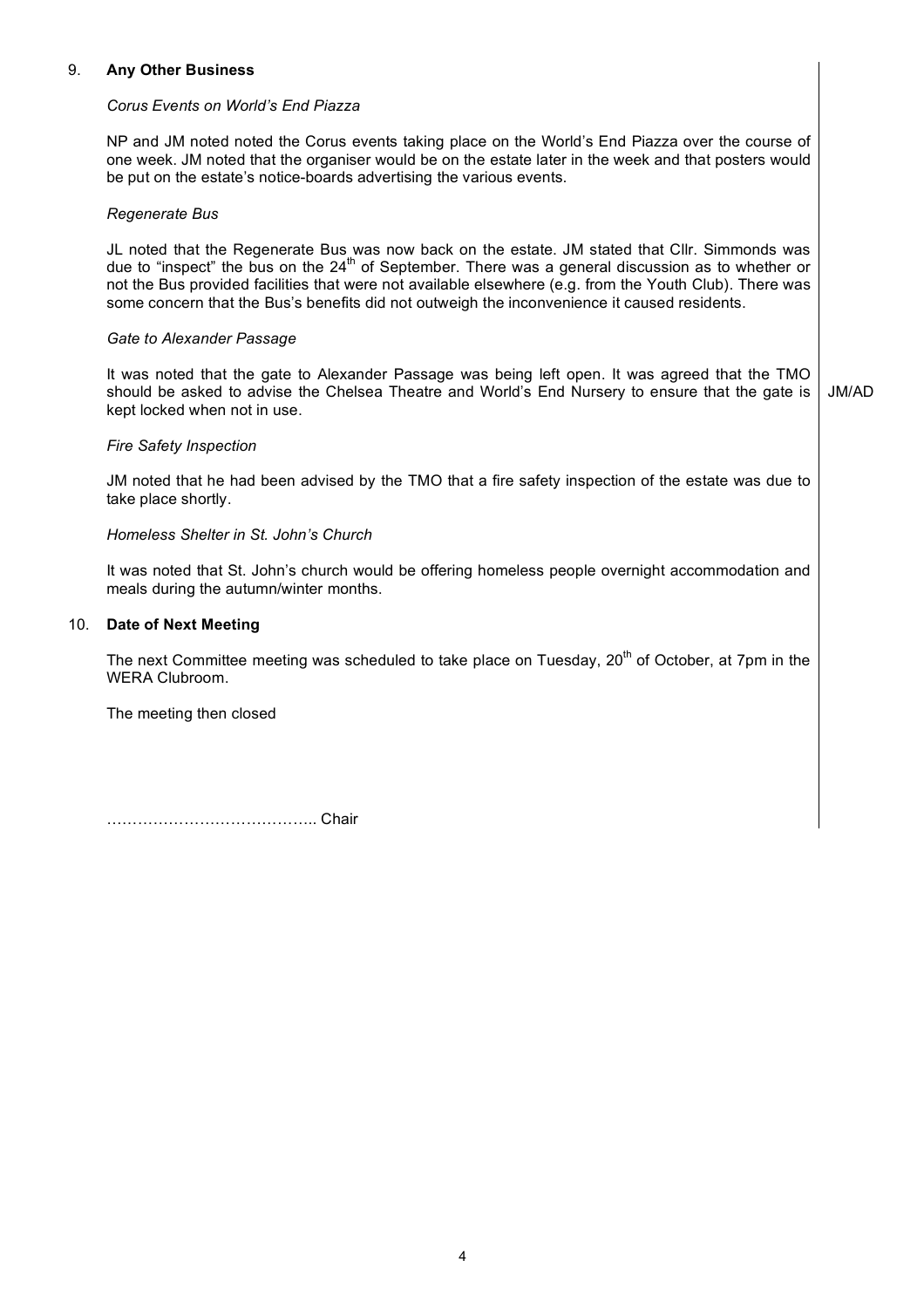## 9. Any Other Business

*Corus Events on World's End Piazza*

NP and JM noted noted the Corus events taking place on the World's End Piazza over the course of one week. JM noted that the organiser would be on the estate later in the week and that posters would be put on the estate's notice-boards advertising the various events.

*Regenerate Bus*

JL noted that the Regenerate Bus was now back on the estate. JM stated that Cllr. Simmonds was due to "inspect" the bus on the 24th of September. There was a general discussion as to whether or not the Bus provided facilities that were not available elsewhere (e.g. from the Youth Club). There was some concern that the Bus's benefits did not outweigh the inconvenience it caused residents.

*Gate to Alexander Passage*

It was noted that the gate to Alexander Passage was being left open. It was agreed that the TMO should be asked to advise the Chelsea Theatre and World's End Nursery to ensure that the gate is kept locked when not in use. **JM/AD**

*Fire Safety Inspection*

JM noted that he had been advised by the TMO that a fire safety inspection of the estate was due to take place shortly.

*Homeless Shelter in St. John's Church*

It was noted that St. John's church would be offering homeless people overnight accommodation and meals during the autumn/winter months.

## 10. Date of Next Meeting

The next Committee meeting was scheduled to take place on Tuesday, 20th of October, at 7pm in the WERA Clubroom.

The meeting then closed

………………………………….. Chair